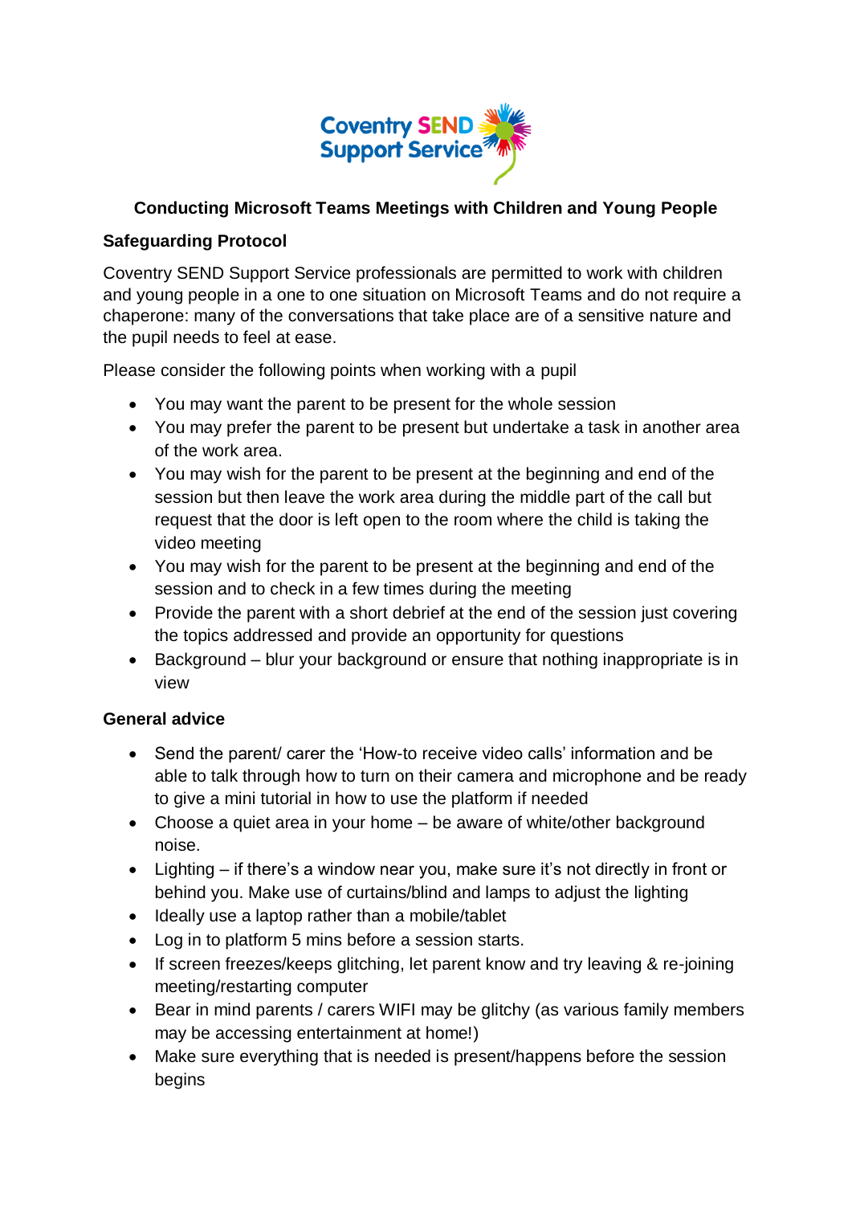Coventry SEND Support Service

# Conducting Microsoft Teams Meetings with Children and Young People

## Safeguarding Protocol

Coventry SEND Support Service professionals are permitted to work with children and young people in a one to one situation on Microsoft Teams and do not require a chaperone: many of the conversations that take place are of a sensitive nature and the pupil needs to feel at ease.

Please consider the following points when working with a pupil

- You may want the parent to be present for the whole session
- You may prefer the parent to be present but undertake a task in another area of the work area.
- You may wish for the parent to be present at the beginning and end of the session but then leave the work area during the middle part of the call but request that the door is left open to the room where the child is taking the video meeting
- You may wish for the parent to be present at the beginning and end of the session and to check in a few times during the meeting
- Provide the parent with a short debrief at the end of the session just covering the topics addressed and provide an opportunity for questions
- Background – blur your background or ensure that nothing inappropriate is in view

## General advice

- Send the parent/ carer the 'How-to receive video calls' information and be able to talk through how to turn on their camera and microphone and be ready to give a mini tutorial in how to use the platform if needed
- Choose a quiet area in your home – be aware of white/other background noise.
- Lighting – if there's a window near you, make sure it's not directly in front or behind you. Make use of curtains/blind and lamps to adjust the lighting
- Ideally use a laptop rather than a mobile/tablet
- Log in to platform 5 mins before a session starts.
- If screen freezes/keeps glitching, let parent know and try leaving & re-joining meeting/restarting computer
- Bear in mind parents / carers WIFI may be glitchy (as various family members may be accessing entertainment at home!)
- Make sure everything that is needed is present/happens before the session begins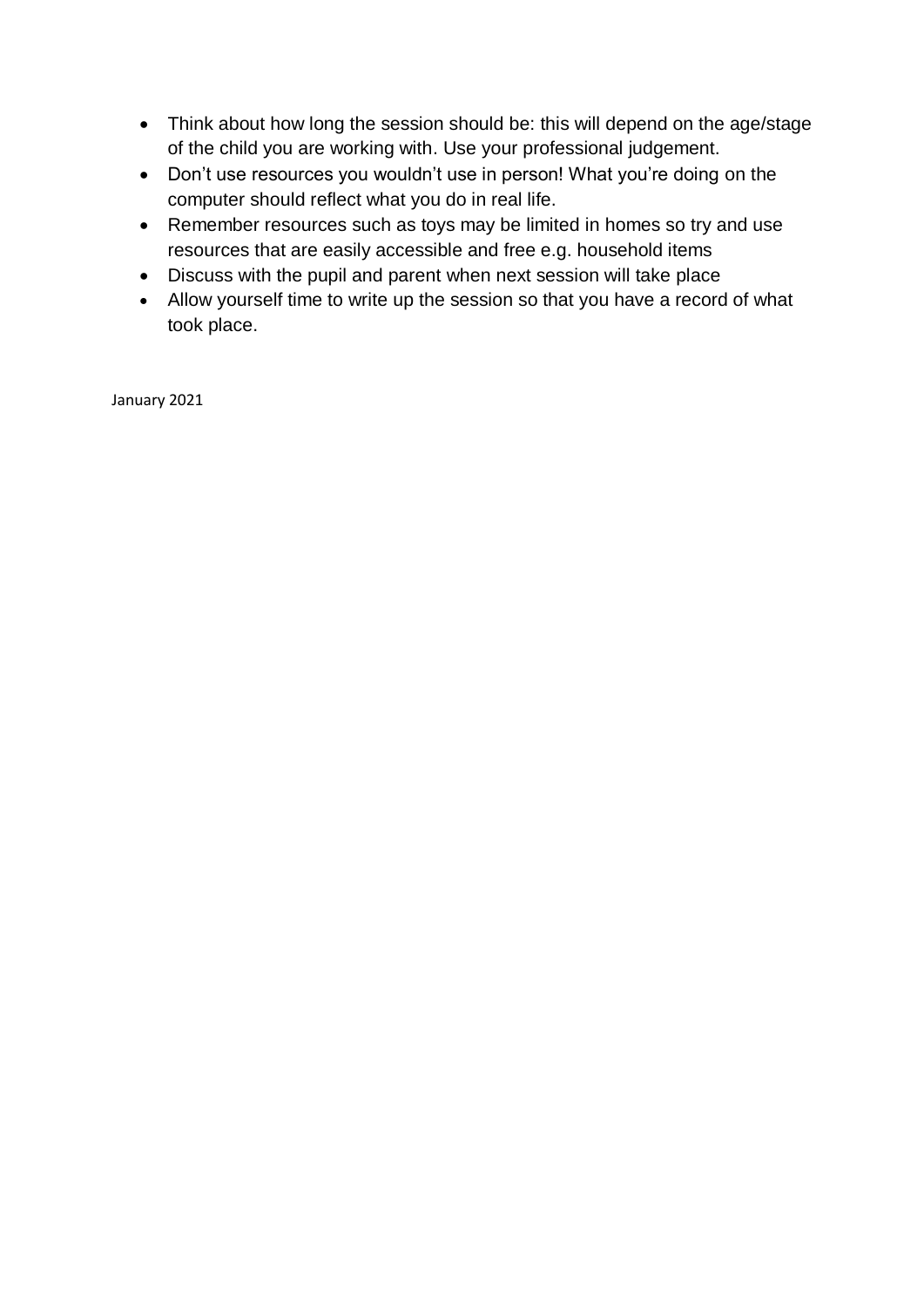- Think about how long the session should be: this will depend on the age/stage of the child you are working with. Use your professional judgement.
- Don't use resources you wouldn't use in person! What you're doing on the computer should reflect what you do in real life.
- Remember resources such as toys may be limited in homes so try and use resources that are easily accessible and free e.g. household items
- Discuss with the pupil and parent when next session will take place
- Allow yourself time to write up the session so that you have a record of what took place.

January 2021